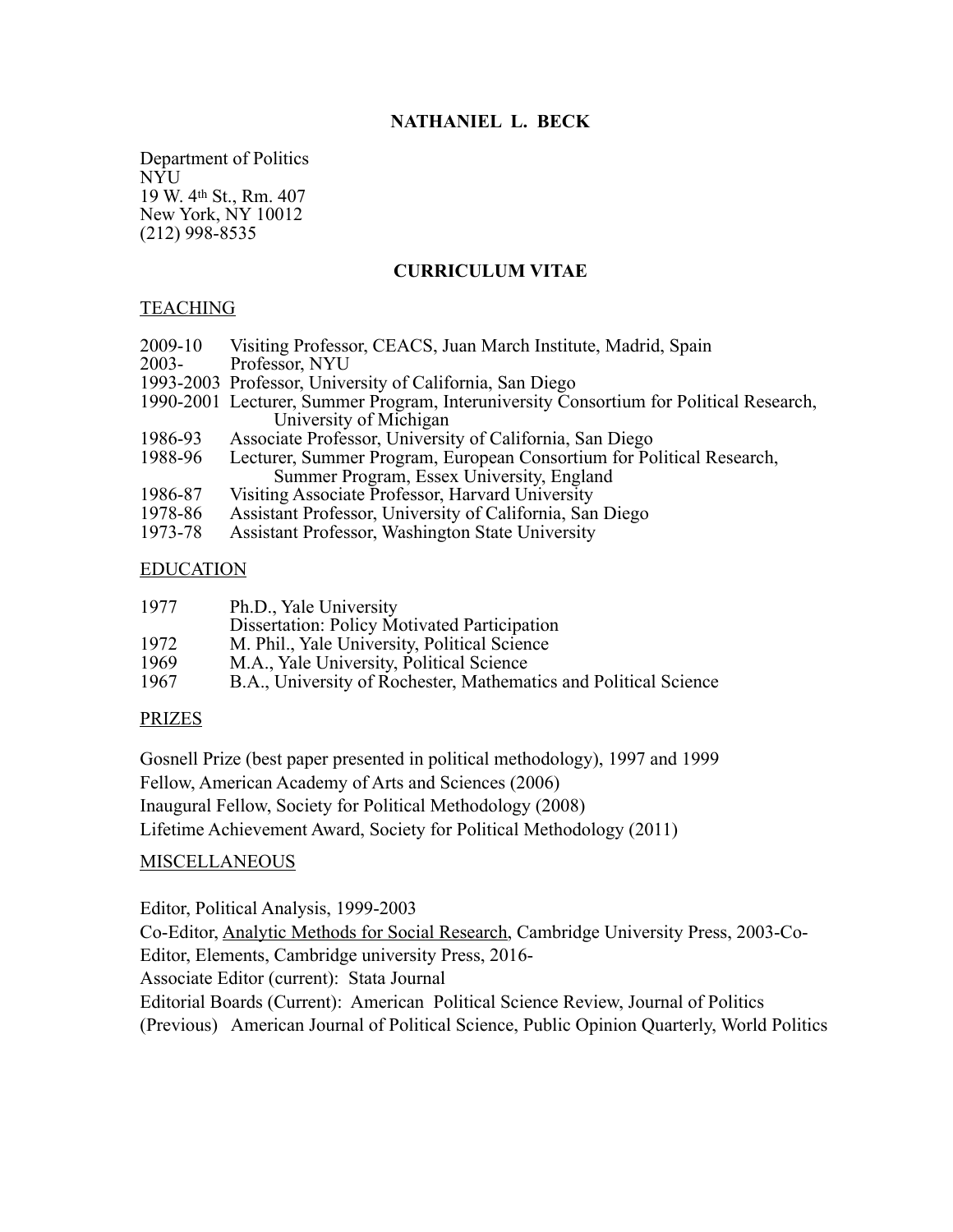# NATHANIEL L. BECK

Department of Politics
NYU
19 W. 4th St., Rm. 407
New York, NY 10012
(212) 998-8535

## CURRICULUM VITAE

### TEACHING

| | |
|---|---|
| 2009-10 | Visiting Professor, CEACS, Juan March Institute, Madrid, Spain |
| 2003- | Professor, NYU |
| 1993-2003 | Professor, University of California, San Diego |
| 1990-2001 | Lecturer, Summer Program, Interuniversity Consortium for Political Research, University of Michigan |
| 1986-93 | Associate Professor, University of California, San Diego |
| 1988-96 | Lecturer, Summer Program, European Consortium for Political Research, Summer Program, Essex University, England |
| 1986-87 | Visiting Associate Professor, Harvard University |
| 1978-86 | Assistant Professor, University of California, San Diego |
| 1973-78 | Assistant Professor, Washington State University |

### EDUCATION

| | |
|---|---|
| 1977 | Ph.D., Yale University<br>Dissertation: Policy Motivated Participation |
| 1972 | M. Phil., Yale University, Political Science |
| 1969 | M.A., Yale University, Political Science |
| 1967 | B.A., University of Rochester, Mathematics and Political Science |

### PRIZES

Gosnell Prize (best paper presented in political methodology), 1997 and 1999

Fellow, American Academy of Arts and Sciences (2006)

Inaugural Fellow, Society for Political Methodology (2008)

Lifetime Achievement Award, Society for Political Methodology (2011)

### MISCELLANEOUS

Editor, Political Analysis, 1999-2003

Co-Editor, Analytic Methods for Social Research, Cambridge University Press, 2003-Co-Editor, Elements, Cambridge university Press, 2016-

Associate Editor (current): Stata Journal

Editorial Boards (Current): American Political Science Review, Journal of Politics

(Previous) American Journal of Political Science, Public Opinion Quarterly, World Politics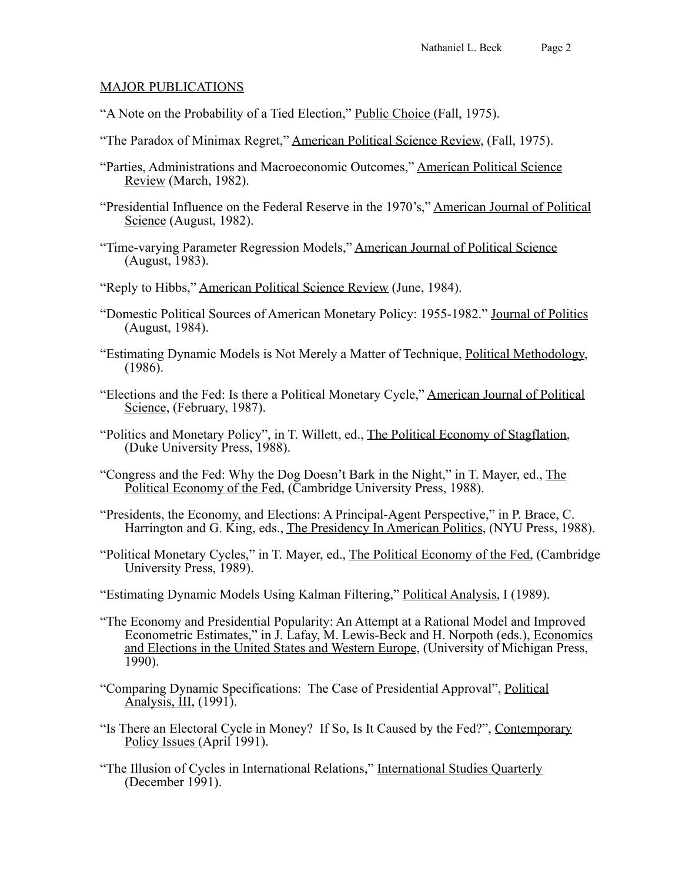MAJOR PUBLICATIONS

“A Note on the Probability of a Tied Election,” Public Choice (Fall, 1975).

“The Paradox of Minimax Regret,” American Political Science Review, (Fall, 1975).

“Parties, Administrations and Macroeconomic Outcomes,” American Political Science Review (March, 1982).

“Presidential Influence on the Federal Reserve in the 1970’s,” American Journal of Political Science (August, 1982).

“Time-varying Parameter Regression Models,” American Journal of Political Science (August, 1983).

“Reply to Hibbs,” American Political Science Review (June, 1984).

“Domestic Political Sources of American Monetary Policy: 1955-1982.” Journal of Politics (August, 1984).

“Estimating Dynamic Models is Not Merely a Matter of Technique, Political Methodology, (1986).

“Elections and the Fed: Is there a Political Monetary Cycle,” American Journal of Political Science, (February, 1987).

“Politics and Monetary Policy”, in T. Willett, ed., The Political Economy of Stagflation, (Duke University Press, 1988).

“Congress and the Fed: Why the Dog Doesn’t Bark in the Night,” in T. Mayer, ed., The Political Economy of the Fed, (Cambridge University Press, 1988).

“Presidents, the Economy, and Elections: A Principal-Agent Perspective,” in P. Brace, C. Harrington and G. King, eds., The Presidency In American Politics, (NYU Press, 1988).

“Political Monetary Cycles,” in T. Mayer, ed., The Political Economy of the Fed, (Cambridge University Press, 1989).

“Estimating Dynamic Models Using Kalman Filtering,” Political Analysis, I (1989).

“The Economy and Presidential Popularity: An Attempt at a Rational Model and Improved Econometric Estimates,” in J. Lafay, M. Lewis-Beck and H. Norpoth (eds.), Economics and Elections in the United States and Western Europe, (University of Michigan Press, 1990).

“Comparing Dynamic Specifications: The Case of Presidential Approval”, Political Analysis, III, (1991).

“Is There an Electoral Cycle in Money? If So, Is It Caused by the Fed?”, Contemporary Policy Issues (April 1991).

“The Illusion of Cycles in International Relations,” International Studies Quarterly (December 1991).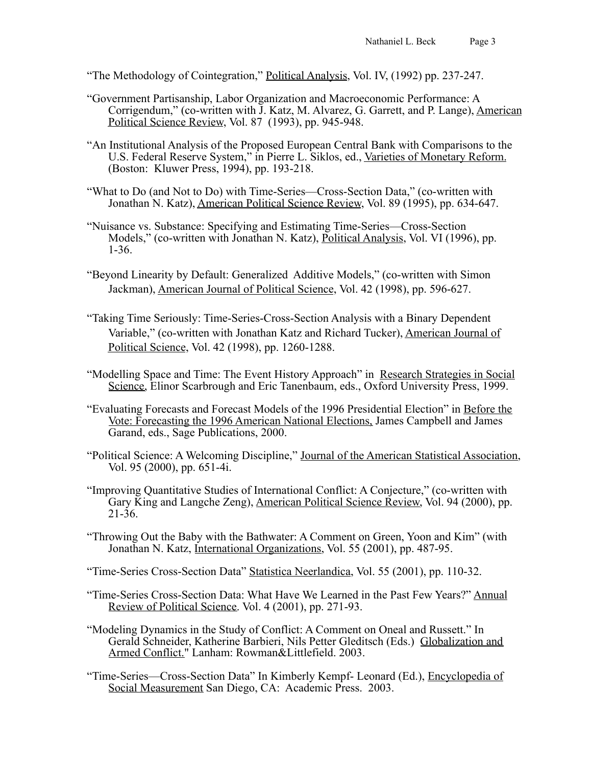"The Methodology of Cointegration," Political Analysis, Vol. IV, (1992) pp. 237-247.

"Government Partisanship, Labor Organization and Macroeconomic Performance: A Corrigendum," (co-written with J. Katz, M. Alvarez, G. Garrett, and P. Lange), American Political Science Review, Vol. 87 (1993), pp. 945-948.

"An Institutional Analysis of the Proposed European Central Bank with Comparisons to the U.S. Federal Reserve System," in Pierre L. Siklos, ed., Varieties of Monetary Reform. (Boston: Kluwer Press, 1994), pp. 193-218.

"What to Do (and Not to Do) with Time-Series—Cross-Section Data," (co-written with Jonathan N. Katz), American Political Science Review, Vol. 89 (1995), pp. 634-647.

"Nuisance vs. Substance: Specifying and Estimating Time-Series—Cross-Section Models," (co-written with Jonathan N. Katz), Political Analysis, Vol. VI (1996), pp. 1-36.

"Beyond Linearity by Default: Generalized Additive Models," (co-written with Simon Jackman), American Journal of Political Science, Vol. 42 (1998), pp. 596-627.

"Taking Time Seriously: Time-Series-Cross-Section Analysis with a Binary Dependent Variable," (co-written with Jonathan Katz and Richard Tucker), American Journal of Political Science, Vol. 42 (1998), pp. 1260-1288.

"Modelling Space and Time: The Event History Approach" in Research Strategies in Social Science, Elinor Scarbrough and Eric Tanenbaum, eds., Oxford University Press, 1999.

"Evaluating Forecasts and Forecast Models of the 1996 Presidential Election" in Before the Vote: Forecasting the 1996 American National Elections, James Campbell and James Garand, eds., Sage Publications, 2000.

"Political Science: A Welcoming Discipline," Journal of the American Statistical Association, Vol. 95 (2000), pp. 651-4i.

"Improving Quantitative Studies of International Conflict: A Conjecture," (co-written with Gary King and Langche Zeng), American Political Science Review, Vol. 94 (2000), pp. 21-36.

"Throwing Out the Baby with the Bathwater: A Comment on Green, Yoon and Kim" (with Jonathan N. Katz, International Organizations, Vol. 55 (2001), pp. 487-95.

"Time-Series Cross-Section Data" Statistica Neerlandica, Vol. 55 (2001), pp. 110-32.

"Time-Series Cross-Section Data: What Have We Learned in the Past Few Years?" Annual Review of Political Science. Vol. 4 (2001), pp. 271-93.

"Modeling Dynamics in the Study of Conflict: A Comment on Oneal and Russett." In Gerald Schneider, Katherine Barbieri, Nils Petter Gleditsch (Eds.) Globalization and Armed Conflict." Lanham: Rowman&Littlefield. 2003.

"Time-Series—Cross-Section Data" In Kimberly Kempf- Leonard (Ed.), Encyclopedia of Social Measurement San Diego, CA: Academic Press. 2003.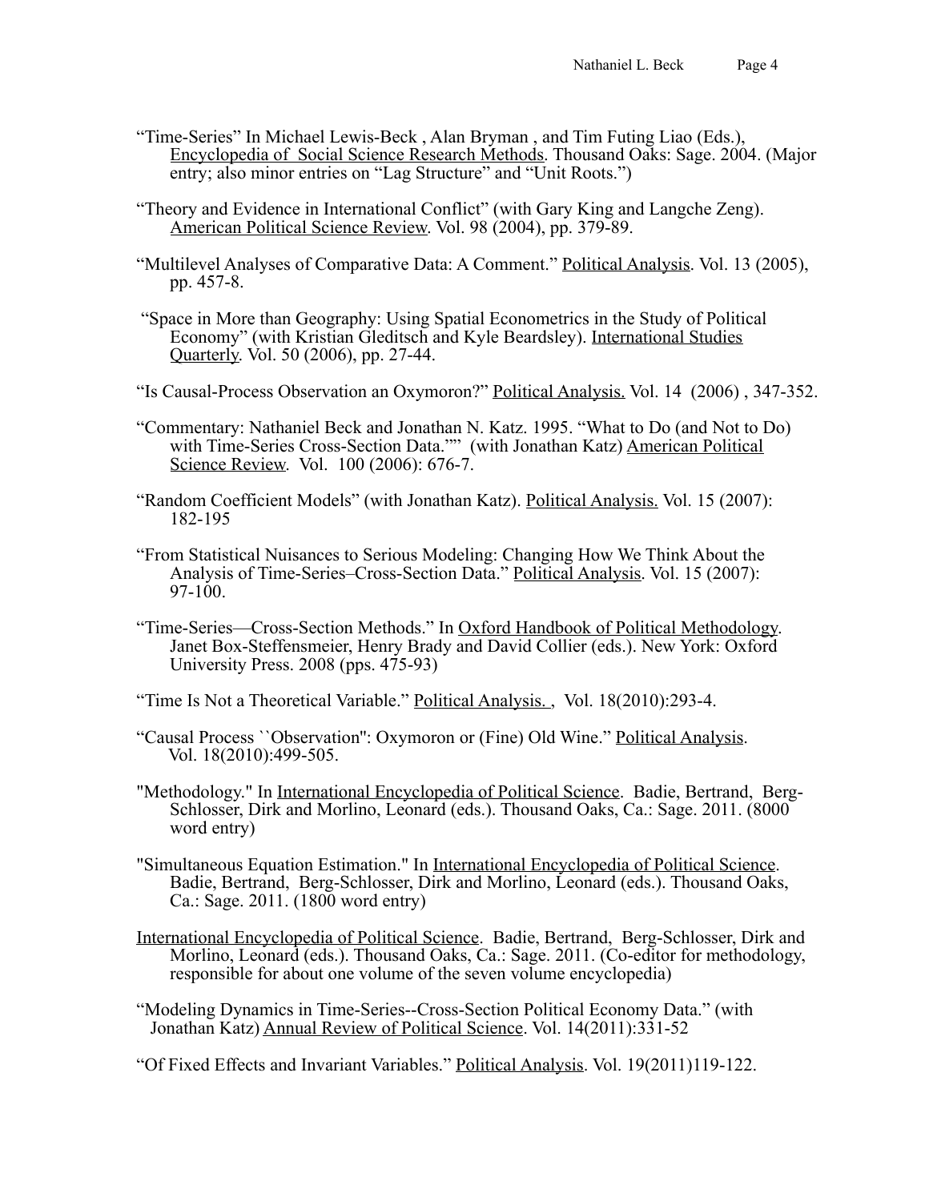“Time-Series” In Michael Lewis-Beck , Alan Bryman , and Tim Futing Liao (Eds.), Encyclopedia of Social Science Research Methods. Thousand Oaks: Sage. 2004. (Major entry; also minor entries on “Lag Structure” and “Unit Roots.”)

“Theory and Evidence in International Conflict” (with Gary King and Langche Zeng). American Political Science Review. Vol. 98 (2004), pp. 379-89.

“Multilevel Analyses of Comparative Data: A Comment.” Political Analysis. Vol. 13 (2005), pp. 457-8.

“Space in More than Geography: Using Spatial Econometrics in the Study of Political Economy” (with Kristian Gleditsch and Kyle Beardsley). International Studies Quarterly. Vol. 50 (2006), pp. 27-44.

“Is Causal-Process Observation an Oxymoron?” Political Analysis. Vol. 14 (2006) , 347-352.

“Commentary: Nathaniel Beck and Jonathan N. Katz. 1995. “What to Do (and Not to Do) with Time-Series Cross-Section Data.”” (with Jonathan Katz) American Political Science Review. Vol. 100 (2006): 676-7.

“Random Coefficient Models” (with Jonathan Katz). Political Analysis. Vol. 15 (2007): 182-195

“From Statistical Nuisances to Serious Modeling: Changing How We Think About the Analysis of Time-Series–Cross-Section Data.” Political Analysis. Vol. 15 (2007): 97-100.

“Time-Series—Cross-Section Methods.” In Oxford Handbook of Political Methodology. Janet Box-Steffensmeier, Henry Brady and David Collier (eds.). New York: Oxford University Press. 2008 (pps. 475-93)

“Time Is Not a Theoretical Variable.” Political Analysis. , Vol. 18(2010):293-4.

“Causal Process ``Observation'': Oxymoron or (Fine) Old Wine.” Political Analysis. Vol. 18(2010):499-505.

"Methodology." In International Encyclopedia of Political Science. Badie, Bertrand, Berg-Schlosser, Dirk and Morlino, Leonard (eds.). Thousand Oaks, Ca.: Sage. 2011. (8000 word entry)

"Simultaneous Equation Estimation." In International Encyclopedia of Political Science. Badie, Bertrand, Berg-Schlosser, Dirk and Morlino, Leonard (eds.). Thousand Oaks, Ca.: Sage. 2011. (1800 word entry)

International Encyclopedia of Political Science. Badie, Bertrand, Berg-Schlosser, Dirk and Morlino, Leonard (eds.). Thousand Oaks, Ca.: Sage. 2011. (Co-editor for methodology, responsible for about one volume of the seven volume encyclopedia)

“Modeling Dynamics in Time-Series--Cross-Section Political Economy Data.” (with Jonathan Katz) Annual Review of Political Science. Vol. 14(2011):331-52

“Of Fixed Effects and Invariant Variables.” Political Analysis. Vol. 19(2011)119-122.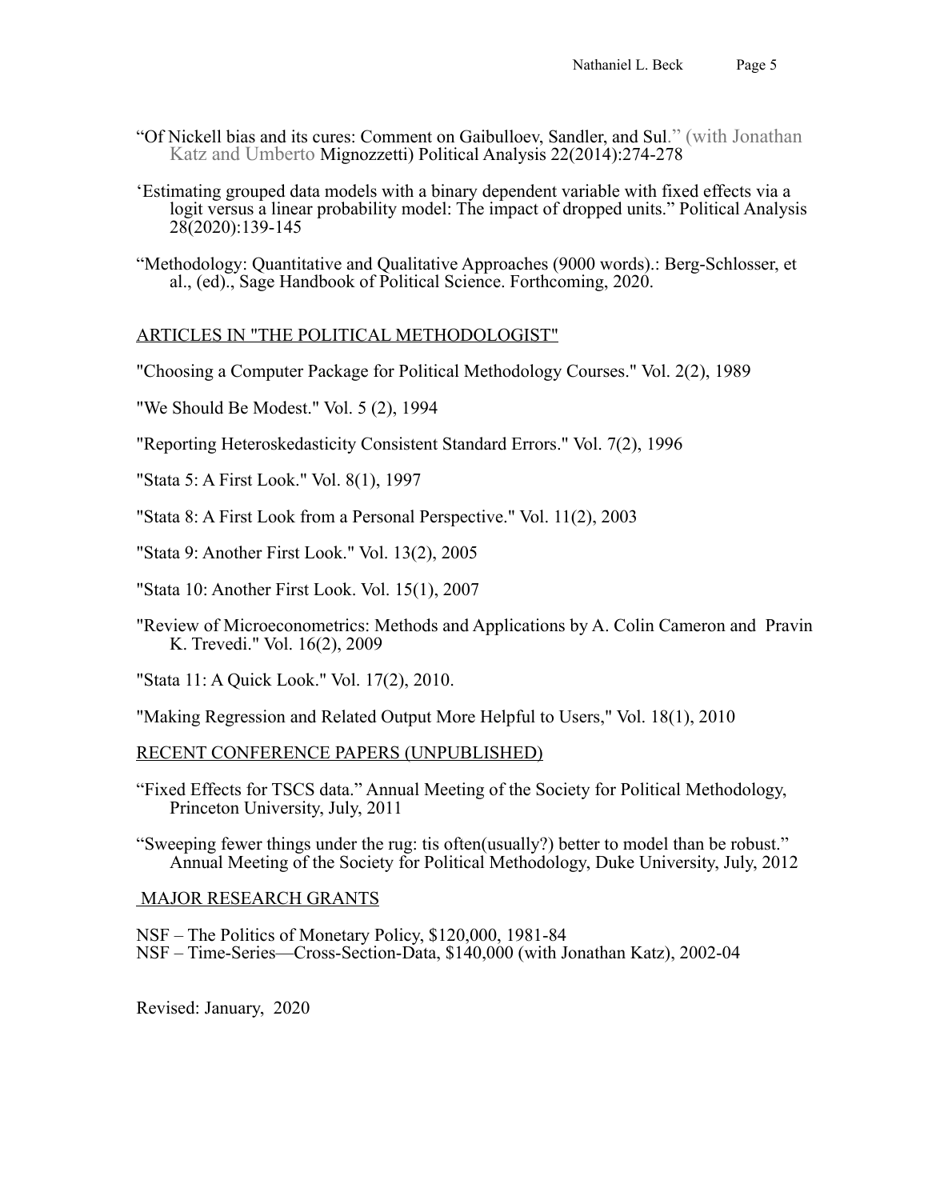"Of Nickell bias and its cures: Comment on Gaibulloev, Sandler, and Sul." (with Jonathan Katz and Umberto Mignozzetti) Political Analysis 22(2014):274-278

'Estimating grouped data models with a binary dependent variable with fixed effects via a logit versus a linear probability model: The impact of dropped units." Political Analysis 28(2020):139-145

"Methodology: Quantitative and Qualitative Approaches (9000 words).: Berg-Schlosser, et al., (ed)., Sage Handbook of Political Science. Forthcoming, 2020.

## ARTICLES IN "THE POLITICAL METHODOLOGIST"

"Choosing a Computer Package for Political Methodology Courses." Vol. 2(2), 1989

"We Should Be Modest." Vol. 5 (2), 1994

"Reporting Heteroskedasticity Consistent Standard Errors." Vol. 7(2), 1996

"Stata 5: A First Look." Vol. 8(1), 1997

"Stata 8: A First Look from a Personal Perspective." Vol. 11(2), 2003

"Stata 9: Another First Look." Vol. 13(2), 2005

"Stata 10: Another First Look. Vol. 15(1), 2007

"Review of Microeconometrics: Methods and Applications by A. Colin Cameron and Pravin K. Trevedi." Vol. 16(2), 2009

"Stata 11: A Quick Look." Vol. 17(2), 2010.

"Making Regression and Related Output More Helpful to Users," Vol. 18(1), 2010

## RECENT CONFERENCE PAPERS (UNPUBLISHED)

"Fixed Effects for TSCS data." Annual Meeting of the Society for Political Methodology, Princeton University, July, 2011

"Sweeping fewer things under the rug: tis often(usually?) better to model than be robust." Annual Meeting of the Society for Political Methodology, Duke University, July, 2012

## MAJOR RESEARCH GRANTS

NSF – The Politics of Monetary Policy, $120,000, 1981-84
NSF – Time-Series—Cross-Section-Data, $140,000 (with Jonathan Katz), 2002-04

Revised: January, 2020